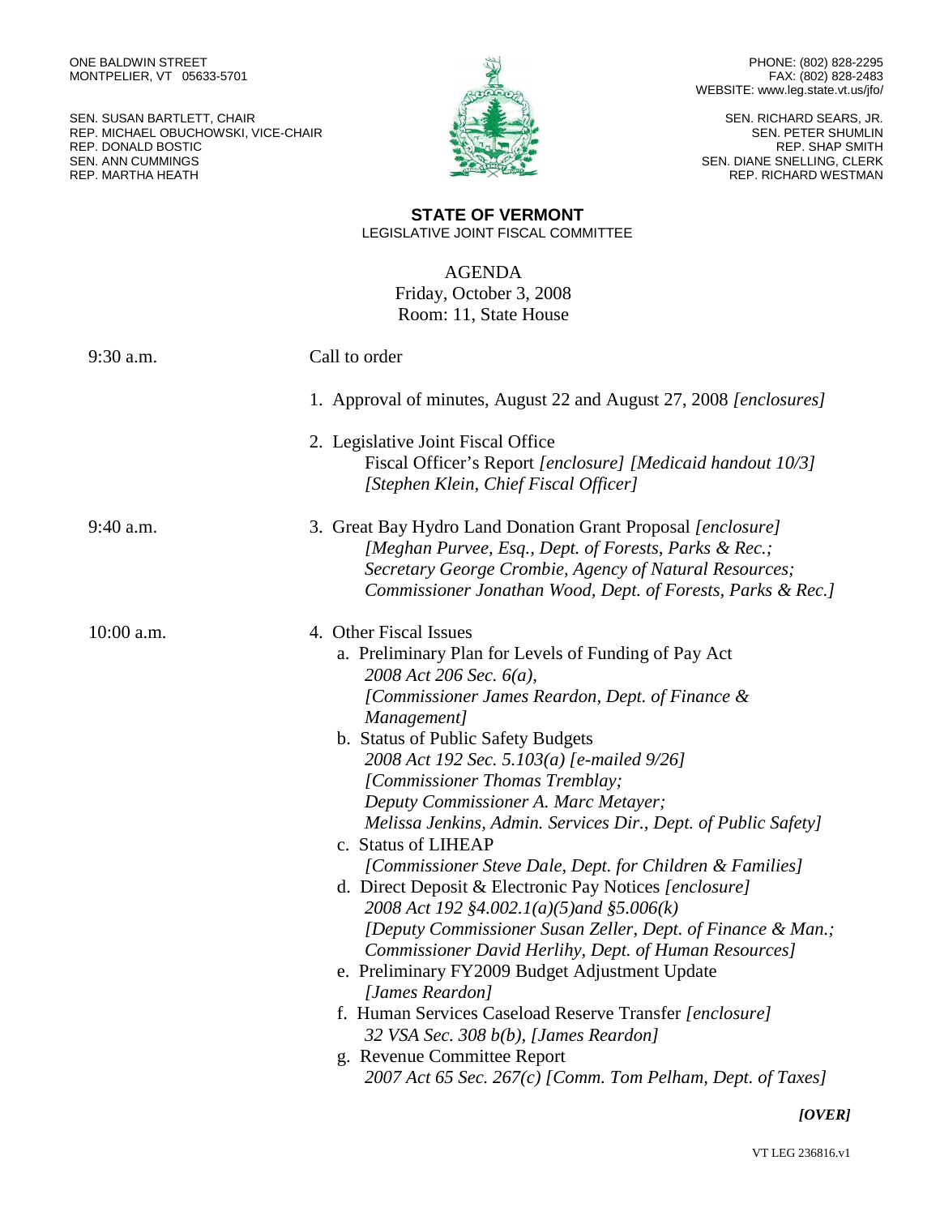ONE BALDWIN STREET
MONTPELIER, VT 05633-5701

SEN. SUSAN BARTLETT, CHAIR
REP. MICHAEL OBUCHOWSKI, VICE-CHAIR
REP. DONALD BOSTIC
SEN. ANN CUMMINGS
REP. MARTHA HEATH

PHONE: (802) 828-2295
FAX: (802) 828-2483
WEBSITE: www.leg.state.vt.us/jfo/

SEN. RICHARD SEARS, JR.
SEN. PETER SHUMLIN
REP. SHAP SMITH
SEN. DIANE SNELLING, CLERK
REP. RICHARD WESTMAN

# STATE OF VERMONT

LEGISLATIVE JOINT FISCAL COMMITTEE

## AGENDA

Friday, October 3, 2008
Room: 11, State House

9:30 a.m. Call to order

1. Approval of minutes, August 22 and August 27, 2008 *[enclosures]*

2. Legislative Joint Fiscal Office
   Fiscal Officer's Report *[enclosure] [Medicaid handout 10/3]*
   *[Stephen Klein, Chief Fiscal Officer]*

9:40 a.m.

3. Great Bay Hydro Land Donation Grant Proposal *[enclosure]*
   *[Meghan Purvee, Esq., Dept. of Forests, Parks & Rec.;*
   *Secretary George Crombie, Agency of Natural Resources;*
   *Commissioner Jonathan Wood, Dept. of Forests, Parks & Rec.]*

10:00 a.m.

4. Other Fiscal Issues
   a. Preliminary Plan for Levels of Funding of Pay Act
      *2008 Act 206 Sec. 6(a),*
      *[Commissioner James Reardon, Dept. of Finance & Management]*
   b. Status of Public Safety Budgets
      *2008 Act 192 Sec. 5.103(a) [e-mailed 9/26]*
      *[Commissioner Thomas Tremblay;*
      *Deputy Commissioner A. Marc Metayer;*
      *Melissa Jenkins, Admin. Services Dir., Dept. of Public Safety]*
   c. Status of LIHEAP
      *[Commissioner Steve Dale, Dept. for Children & Families]*
   d. Direct Deposit & Electronic Pay Notices *[enclosure]*
      *2008 Act 192 §4.002.1(a)(5)and §5.006(k)*
      *[Deputy Commissioner Susan Zeller, Dept. of Finance & Man.;*
      *Commissioner David Herlihy, Dept. of Human Resources]*
   e. Preliminary FY2009 Budget Adjustment Update
      *[James Reardon]*
   f. Human Services Caseload Reserve Transfer *[enclosure]*
      *32 VSA Sec. 308 b(b), [James Reardon]*
   g. Revenue Committee Report
      *2007 Act 65 Sec. 267(c) [Comm. Tom Pelham, Dept. of Taxes]*

***[OVER]***

VT LEG 236816.v1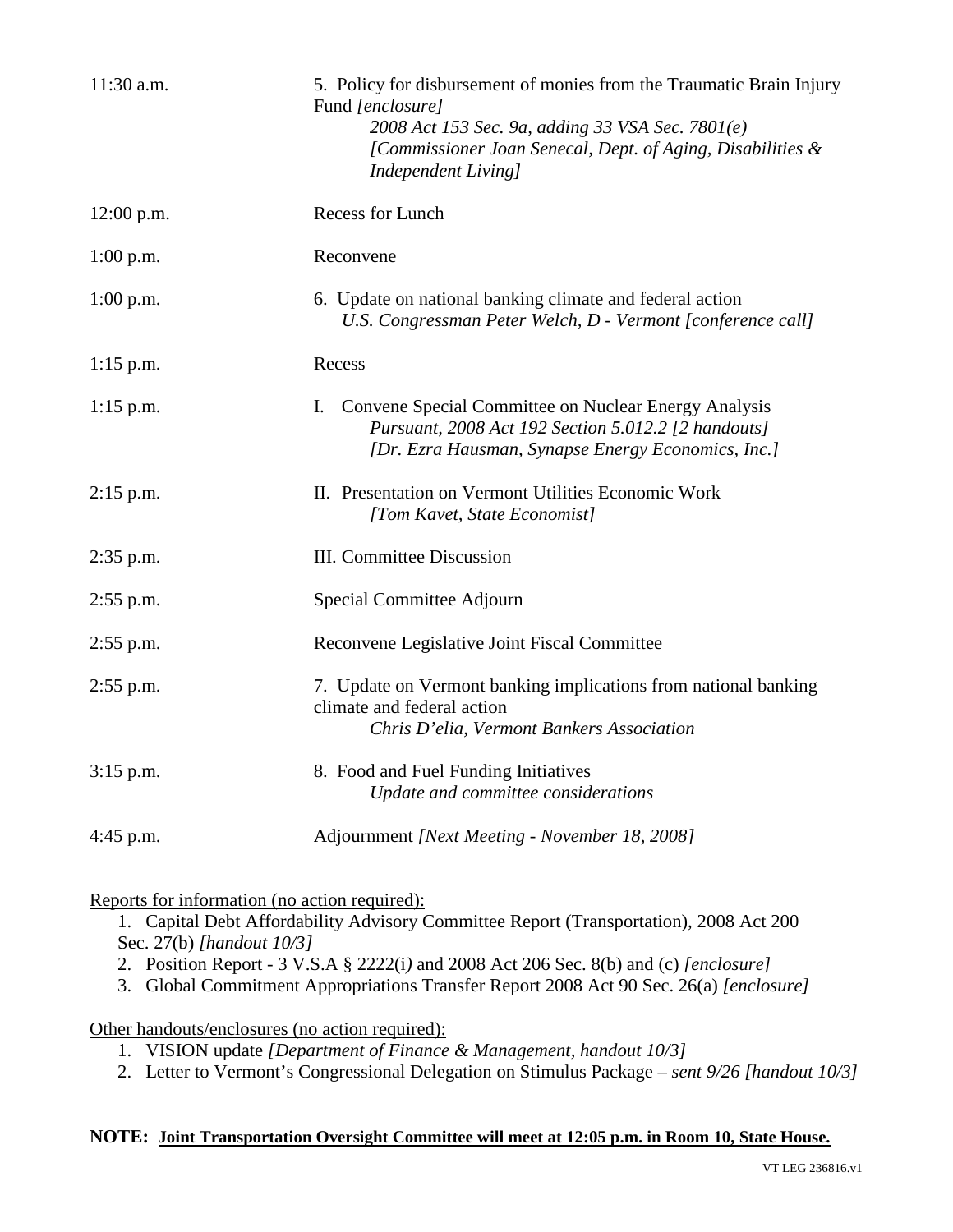| | |
|---|---|
| 11:30 a.m. | 5. Policy for disbursement of monies from the Traumatic Brain Injury Fund *[enclosure]*<br>*2008 Act 153 Sec. 9a, adding 33 VSA Sec. 7801(e)*<br>*[Commissioner Joan Senecal, Dept. of Aging, Disabilities & Independent Living]* |
| 12:00 p.m. | Recess for Lunch |
| 1:00 p.m. | Reconvene |
| 1:00 p.m. | 6. Update on national banking climate and federal action<br>*U.S. Congressman Peter Welch, D - Vermont [conference call]* |
| 1:15 p.m. | Recess |
| 1:15 p.m. | I. Convene Special Committee on Nuclear Energy Analysis<br>*Pursuant, 2008 Act 192 Section 5.012.2 [2 handouts]*<br>*[Dr. Ezra Hausman, Synapse Energy Economics, Inc.]* |
| 2:15 p.m. | II. Presentation on Vermont Utilities Economic Work<br>*[Tom Kavet, State Economist]* |
| 2:35 p.m. | III. Committee Discussion |
| 2:55 p.m. | Special Committee Adjourn |
| 2:55 p.m. | Reconvene Legislative Joint Fiscal Committee |
| 2:55 p.m. | 7. Update on Vermont banking implications from national banking climate and federal action<br>*Chris D'elia, Vermont Bankers Association* |
| 3:15 p.m. | 8. Food and Fuel Funding Initiatives<br>*Update and committee considerations* |
| 4:45 p.m. | Adjournment *[Next Meeting - November 18, 2008]* |

Reports for information (no action required):

1. Capital Debt Affordability Advisory Committee Report (Transportation), 2008 Act 200 Sec. 27(b) *[handout 10/3]*
2. Position Report - 3 V.S.A § 2222(i) and 2008 Act 206 Sec. 8(b) and (c) *[enclosure]*
3. Global Commitment Appropriations Transfer Report 2008 Act 90 Sec. 26(a) *[enclosure]*

Other handouts/enclosures (no action required):

1. VISION update *[Department of Finance & Management, handout 10/3]*
2. Letter to Vermont's Congressional Delegation on Stimulus Package – *sent 9/26 [handout 10/3]*

**NOTE: Joint Transportation Oversight Committee will meet at 12:05 p.m. in Room 10, State House.**

VT LEG 236816.v1